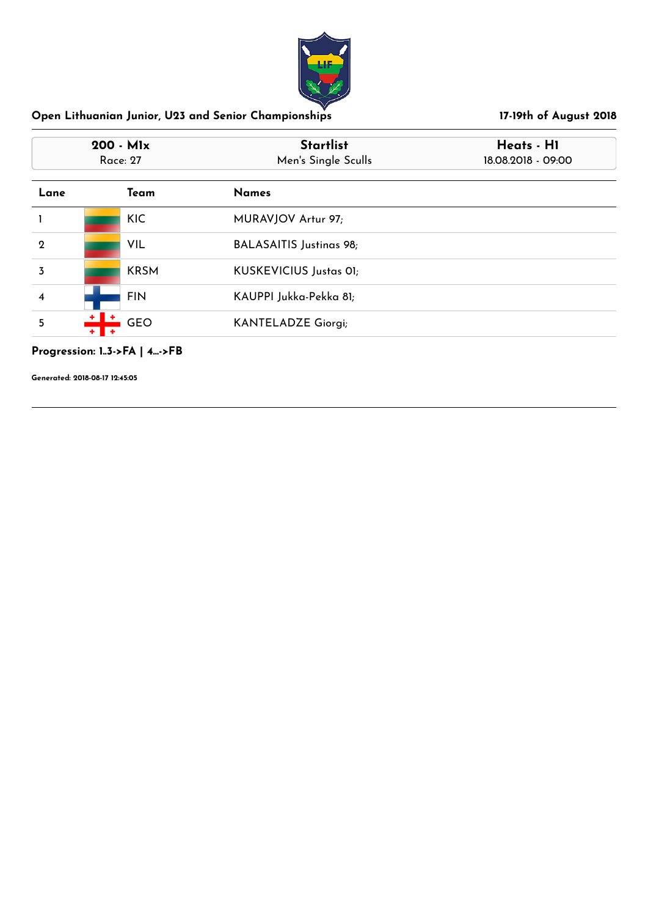Open Lithuanian Junior, U23 and Senior Championships

17-19th of August 2018

| 200 - M1x | Startlist | Heats - H1 |
|---|---|---|
| Race: 27 | Men's Single Sculls | 18.08.2018 - 09:00 |

| Lane | Team | Names |
|---|---|---|
| 1 | KIC | MURAVJOV Artur 97; |
| 2 | VIL | BALASAITIS Justinas 98; |
| 3 | KRSM | KUSKEVICIUS Justas 01; |
| 4 | FIN | KAUPPI Jukka-Pekka 81; |
| 5 | GEO | KANTELADZE Giorgi; |

**Progression: 1..3->FA | 4...->FB**

**Generated: 2018-08-17 12:45:05**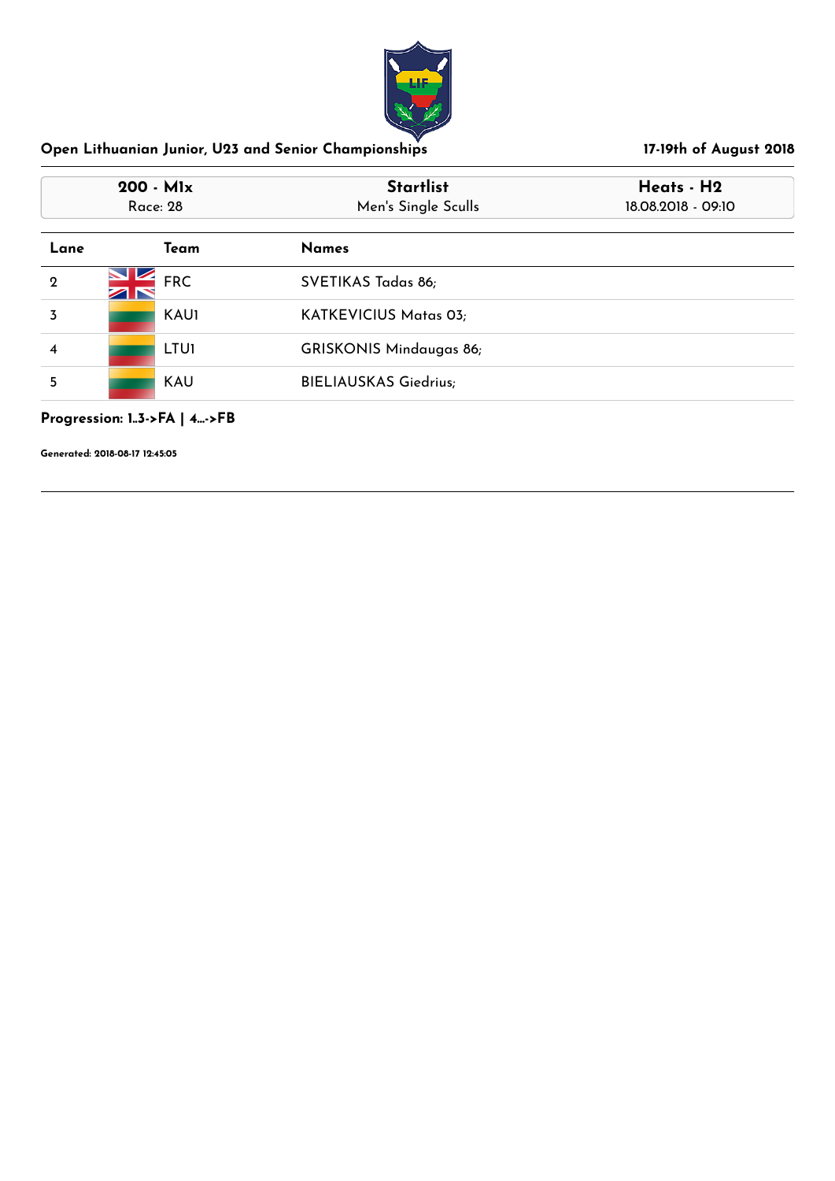## Open Lithuanian Junior, U23 and Senior Championships

**17-19th of August 2018**

| 200 - M1x | Startlist | Heats - H2 |
|---|---|---|
| Race: 28 | Men's Single Sculls | 18.08.2018 - 09:10 |

| Lane | Team | Names |
|---|---|---|
| 2 | FRC | SVETIKAS Tadas 86; |
| 3 | KAU1 | KATKEVICIUS Matas 03; |
| 4 | LTU1 | GRISKONIS Mindaugas 86; |
| 5 | KAU | BIELIAUSKAS Giedrius; |

**Progression: 1..3->FA | 4...->FB**

**Generated: 2018-08-17 12:45:05**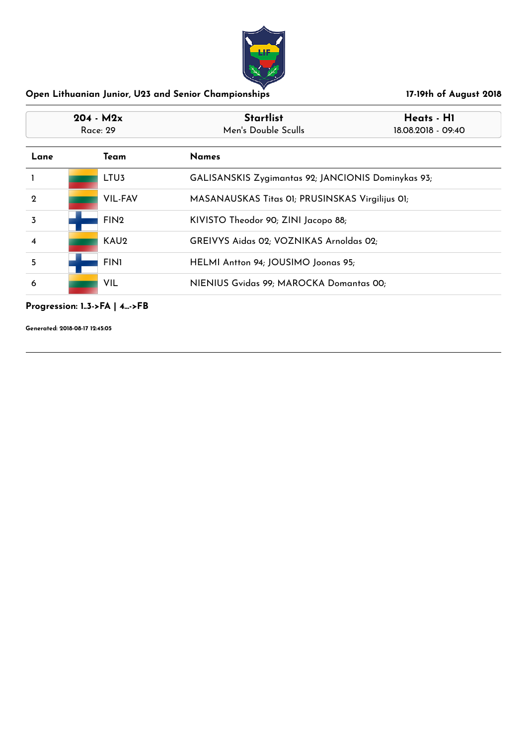## Open Lithuanian Junior, U23 and Senior Championships

**17-19th of August 2018**

| 204 - M2x | Startlist | Heats - H1 |
|---|---|---|
| Race: 29 | Men's Double Sculls | 18.08.2018 - 09:40 |

| Lane | Team | Names |
|---|---|---|
| 1 | LTU3 | GALISANSKIS Zygimantas 92; JANCIONIS Dominykas 93; |
| 2 | VIL-FAV | MASANAUSKAS Titas 01; PRUSINSKAS Virgilijus 01; |
| 3 | FIN2 | KIVISTO Theodor 90; ZINI Jacopo 88; |
| 4 | KAU2 | GREIVYS Aidas 02; VOZNIKAS Arnoldas 02; |
| 5 | FIN1 | HELMI Antton 94; JOUSIMO Joonas 95; |
| 6 | VIL | NIENIUS Gvidas 99; MAROCKA Domantas 00; |

**Progression: 1..3->FA | 4...->FB**

**Generated: 2018-08-17 12:45:05**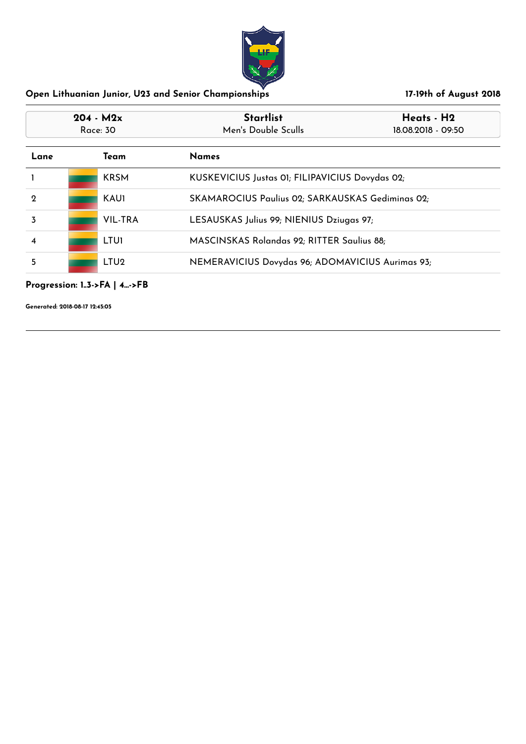## Open Lithuanian Junior, U23 and Senior Championships

**17-19th of August 2018**

| **204 - M2x** | **Startlist** | **Heats - H2** |
|---|---|---|
| Race: 30 | Men's Double Sculls | 18.08.2018 - 09:50 |

| Lane | Team | Names |
|---|---|---|
| 1 | KRSM | KUSKEVICIUS Justas 01; FILIPAVICIUS Dovydas 02; |
| 2 | KAU1 | SKAMAROCIUS Paulius 02; SARKAUSKAS Gediminas 02; |
| 3 | VIL-TRA | LESAUSKAS Julius 99; NIENIUS Dziugas 97; |
| 4 | LTU1 | MASCINSKAS Rolandas 92; RITTER Saulius 88; |
| 5 | LTU2 | NEMERAVICIUS Dovydas 96; ADOMAVICIUS Aurimas 93; |

**Progression: 1..3->FA | 4...->FB**

**Generated: 2018-08-17 12:45:05**